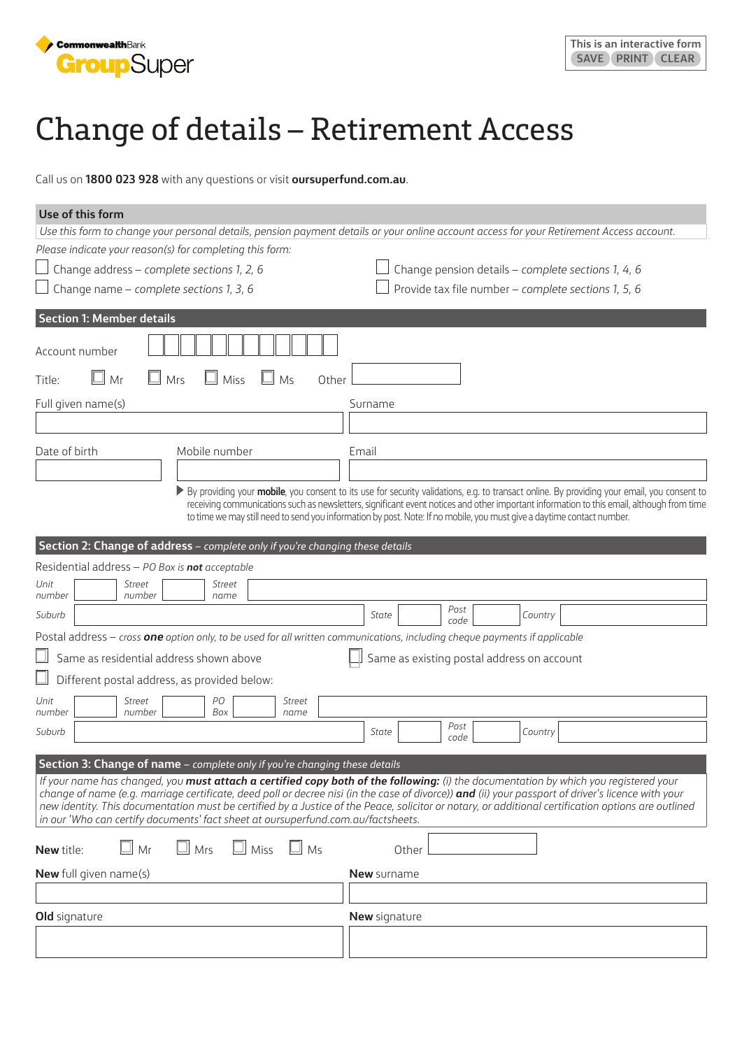CommonwealthBank GroupSuper

This is an interactive form
SAVE PRINT CLEAR

# Change of details – Retirement Access

Call us on **1800 023 928** with any questions or visit **oursuperfund.com.au**.

## Use of this form

*Use this form to change your personal details, pension payment details or your online account access for your Retirement Access account.*

*Please indicate your reason(s) for completing this form:*

- ☐ Change address – *complete sections 1, 2, 6*
- ☐ Change name – *complete sections 1, 3, 6*
- ☐ Change pension details – *complete sections 1, 4, 6*
- ☐ Provide tax file number – *complete sections 1, 5, 6*

## Section 1: Member details

Account number

Title: ☐ Mr ☐ Mrs ☐ Miss ☐ Ms Other

Full given name(s)

Surname

Date of birth

Mobile number

Email

▶ By providing your **mobile**, you consent to its use for security validations, e.g. to transact online. By providing your email, you consent to receiving communications such as newsletters, significant event notices and other important information to this email, although from time to time we may still need to send you information by post. Note: If no mobile, you must give a daytime contact number.

## Section 2: Change of address – *complete only if you're changing these details*

Residential address – *PO Box is **not** acceptable*

*Unit number* *Street number* *Street name*

*Suburb* *State* *Post code* *Country*

Postal address – *cross **one** option only, to be used for all written communications, including cheque payments if applicable*

- ☐ Same as residential address shown above
- ☐ Same as existing postal address on account
- ☐ Different postal address, as provided below:

*Unit number* *Street number* *PO Box* *Street name*

*Suburb* *State* *Post code* *Country*

## Section 3: Change of name – *complete only if you're changing these details*

*If your name has changed, you **must attach a certified copy both of the following:** (i) the documentation by which you registered your change of name (e.g. marriage certificate, deed poll or decree nisi (in the case of divorce)) **and** (ii) your passport of driver's licence with your new identity. This documentation must be certified by a Justice of the Peace, solicitor or notary, or additional certification options are outlined in our 'Who can certify documents' fact sheet at oursuperfund.com.au/factsheets.*

**New** title: ☐ Mr ☐ Mrs ☐ Miss ☐ Ms Other

**New** full given name(s)

**New** surname

**Old** signature

**New** signature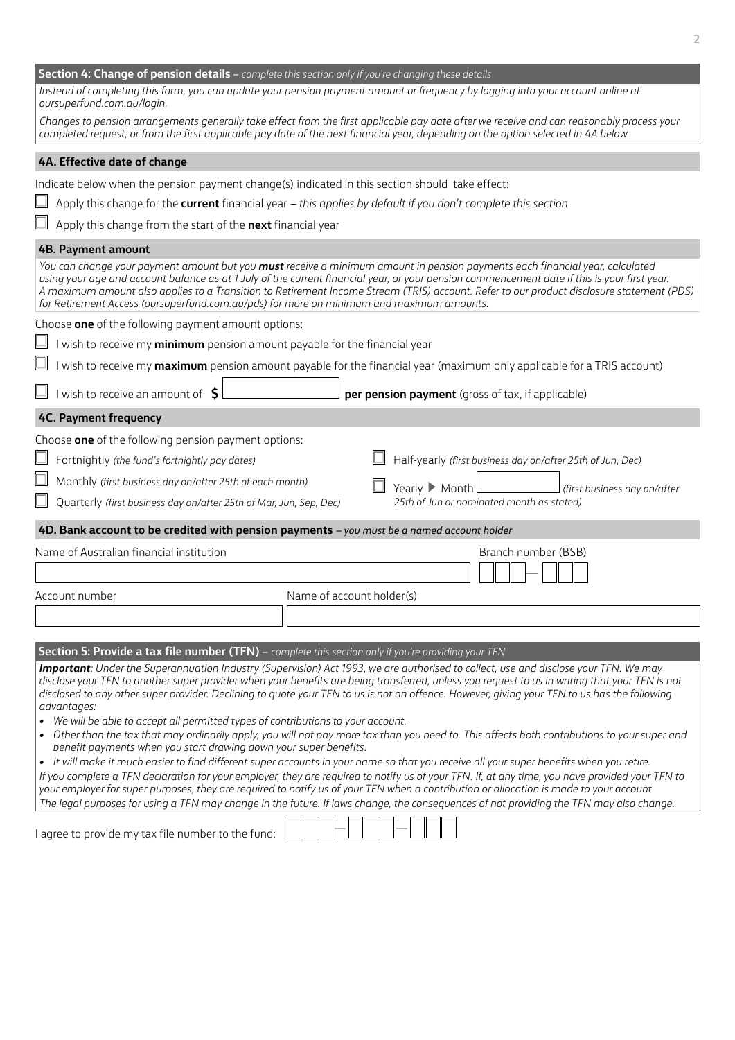## Section 4: Change of pension details – *complete this section only if you're changing these details*

*Instead of completing this form, you can update your pension payment amount or frequency by logging into your account online at oursuperfund.com.au/login.*

*Changes to pension arrangements generally take effect from the first applicable pay date after we receive and can reasonably process your completed request, or from the first applicable pay date of the next financial year, depending on the option selected in 4A below.*

### 4A. Effective date of change

Indicate below when the pension payment change(s) indicated in this section should take effect:

☐ Apply this change for the **current** financial year – *this applies by default if you don't complete this section*

☐ Apply this change from the start of the **next** financial year

### 4B. Payment amount

*You can change your payment amount but you **must** receive a minimum amount in pension payments each financial year, calculated using your age and account balance as at 1 July of the current financial year, or your pension commencement date if this is your first year. A maximum amount also applies to a Transition to Retirement Income Stream (TRIS) account. Refer to our product disclosure statement (PDS) for Retirement Access (oursuperfund.com.au/pds) for more on minimum and maximum amounts.*

Choose **one** of the following payment amount options:

☐ I wish to receive my **minimum** pension amount payable for the financial year

☐ I wish to receive my **maximum** pension amount payable for the financial year (maximum only applicable for a TRIS account)

☐ I wish to receive an amount of **$** __________ **per pension payment** (gross of tax, if applicable)

### 4C. Payment frequency

Choose **one** of the following pension payment options:

☐ Fortnightly *(the fund's fortnightly pay dates)*

☐ Monthly *(first business day on/after 25th of each month)*

☐ Quarterly *(first business day on/after 25th of Mar, Jun, Sep, Dec)*

☐ Half-yearly *(first business day on/after 25th of Jun, Dec)*

☐ Yearly ▶ Month __________ *(first business day on/after 25th of Jun or nominated month as stated)*

### 4D. Bank account to be credited with pension payments – *you must be a named account holder*

Name of Australian financial institution __________

Branch number (BSB) ☐☐☐ – ☐☐☐

Account number __________

Name of account holder(s) __________

## Section 5: Provide a tax file number (TFN) – *complete this section only if you're providing your TFN*

***Important**: Under the Superannuation Industry (Supervision) Act 1993, we are authorised to collect, use and disclose your TFN. We may disclose your TFN to another super provider when your benefits are being transferred, unless you request to us in writing that your TFN is not disclosed to any other super provider. Declining to quote your TFN to us is not an offence. However, giving your TFN to us has the following advantages:*

- *We will be able to accept all permitted types of contributions to your account.*
- *Other than the tax that may ordinarily apply, you will not pay more tax than you need to. This affects both contributions to your super and benefit payments when you start drawing down your super benefits.*
- *It will make it much easier to find different super accounts in your name so that you receive all your super benefits when you retire.*

*If you complete a TFN declaration for your employer, they are required to notify us of your TFN. If, at any time, you have provided your TFN to your employer for super purposes, they are required to notify us of your TFN when a contribution or allocation is made to your account.*

*The legal purposes for using a TFN may change in the future. If laws change, the consequences of not providing the TFN may also change.*

I agree to provide my tax file number to the fund: ☐☐☐ – ☐☐☐ – ☐☐☐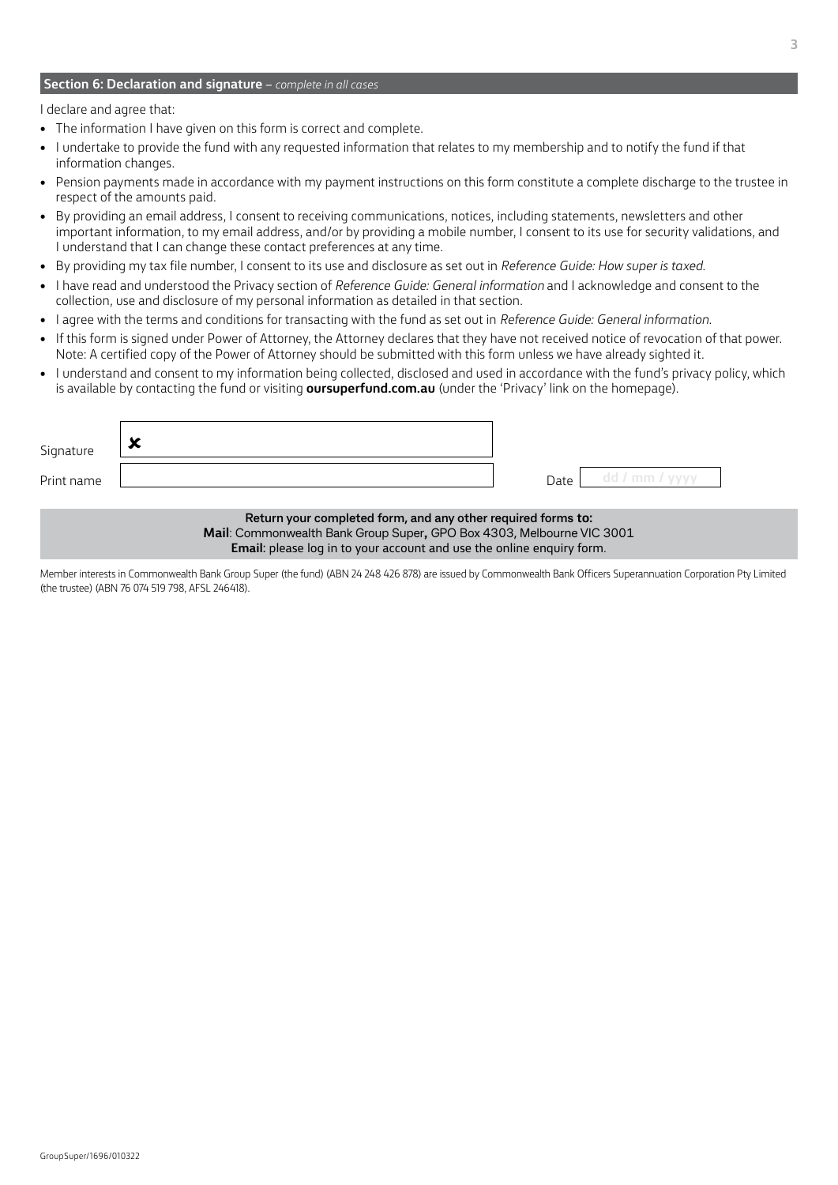## Section 6: Declaration and signature – *complete in all cases*

I declare and agree that:

- The information I have given on this form is correct and complete.
- I undertake to provide the fund with any requested information that relates to my membership and to notify the fund if that information changes.
- Pension payments made in accordance with my payment instructions on this form constitute a complete discharge to the trustee in respect of the amounts paid.
- By providing an email address, I consent to receiving communications, notices, including statements, newsletters and other important information, to my email address, and/or by providing a mobile number, I consent to its use for security validations, and I understand that I can change these contact preferences at any time.
- By providing my tax file number, I consent to its use and disclosure as set out in *Reference Guide: How super is taxed*.
- I have read and understood the Privacy section of *Reference Guide: General information* and I acknowledge and consent to the collection, use and disclosure of my personal information as detailed in that section.
- I agree with the terms and conditions for transacting with the fund as set out in *Reference Guide: General information*.
- If this form is signed under Power of Attorney, the Attorney declares that they have not received notice of revocation of that power. Note: A certified copy of the Power of Attorney should be submitted with this form unless we have already sighted it.
- I understand and consent to my information being collected, disclosed and used in accordance with the fund's privacy policy, which is available by contacting the fund or visiting **oursuperfund.com.au** (under the 'Privacy' link on the homepage).

Signature ✘

Print name

Date dd / mm / yyyy

**Return your completed form, and any other required forms to:**
**Mail**: Commonwealth Bank Group Super**,** GPO Box 4303, Melbourne VIC 3001
**Email:** please log in to your account and use the online enquiry form.

Member interests in Commonwealth Bank Group Super (the fund) (ABN 24 248 426 878) are issued by Commonwealth Bank Officers Superannuation Corporation Pty Limited (the trustee) (ABN 76 074 519 798, AFSL 246418).

GroupSuper/1696/010322